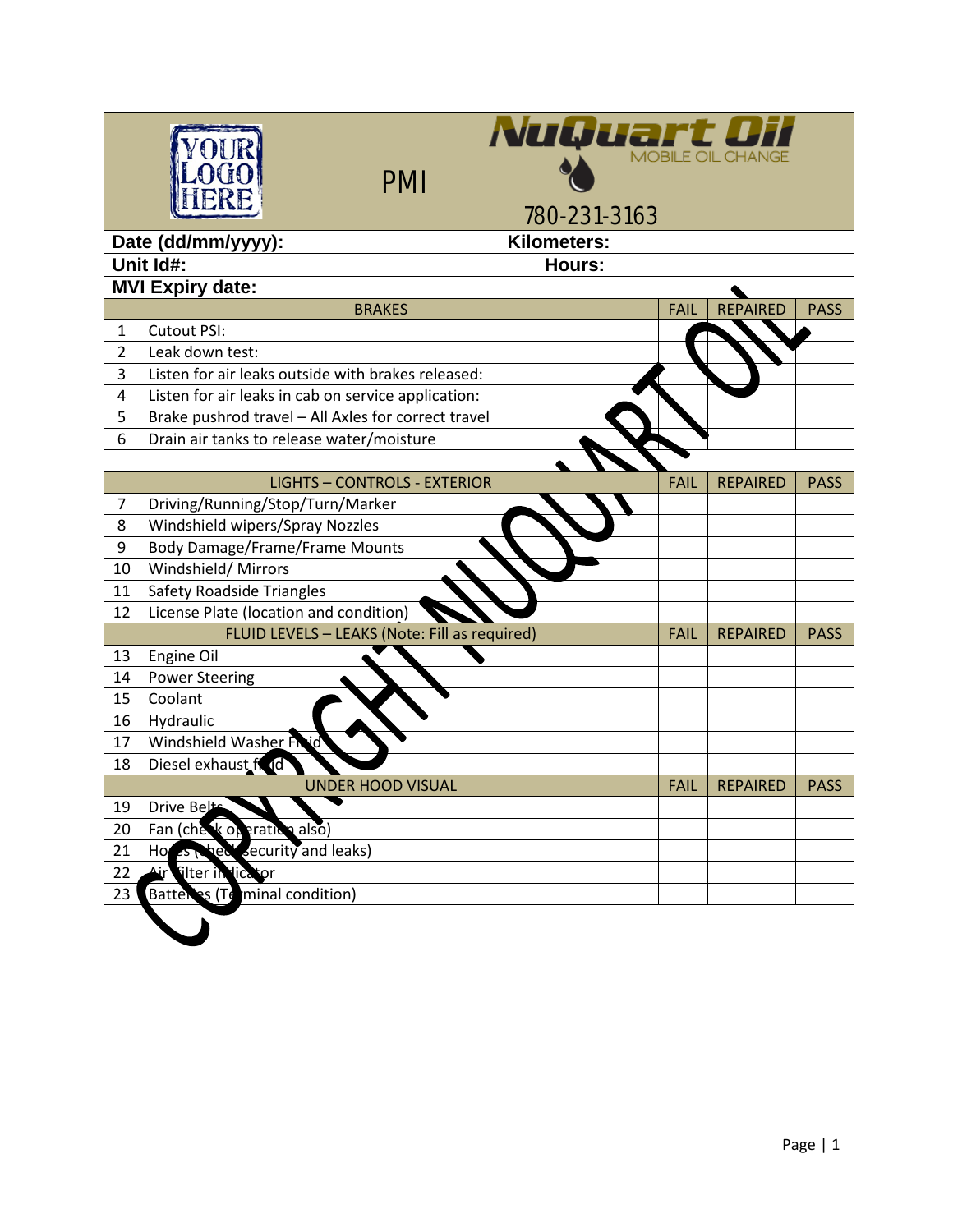| YOUR LOGO HERE | PMI | NuQuart Oil MOBILE OIL CHANGE 780-231-3163 |
|---|---|---|

**Date (dd/mm/yyyy):** **Kilometers:**

**Unit Id#:** **Hours:**

**MVI Expiry date:**

| | BRAKES | FAIL | REPAIRED | PASS |
|---|---|---|---|---|
| 1 | Cutout PSI: | | | |
| 2 | Leak down test: | | | |
| 3 | Listen for air leaks outside with brakes released: | | | |
| 4 | Listen for air leaks in cab on service application: | | | |
| 5 | Brake pushrod travel – All Axles for correct travel | | | |
| 6 | Drain air tanks to release water/moisture | | | |

| | LIGHTS – CONTROLS - EXTERIOR | FAIL | REPAIRED | PASS |
|---|---|---|---|---|
| 7 | Driving/Running/Stop/Turn/Marker | | | |
| 8 | Windshield wipers/Spray Nozzles | | | |
| 9 | Body Damage/Frame/Frame Mounts | | | |
| 10 | Windshield/ Mirrors | | | |
| 11 | Safety Roadside Triangles | | | |
| 12 | License Plate (location and condition) | | | |
| | FLUID LEVELS – LEAKS (Note: Fill as required) | FAIL | REPAIRED | PASS |
| 13 | Engine Oil | | | |
| 14 | Power Steering | | | |
| 15 | Coolant | | | |
| 16 | Hydraulic | | | |
| 17 | Windshield Washer Fluid | | | |
| 18 | Diesel exhaust fluid | | | |
| | UNDER HOOD VISUAL | FAIL | REPAIRED | PASS |
| 19 | Drive Belts | | | |
| 20 | Fan (check operation also) | | | |
| 21 | Hoses (check security and leaks) | | | |
| 22 | Air filter indicator | | | |
| 23 | Batteries (Terminal condition) | | | |

COPYRIGHT NUQUART OIL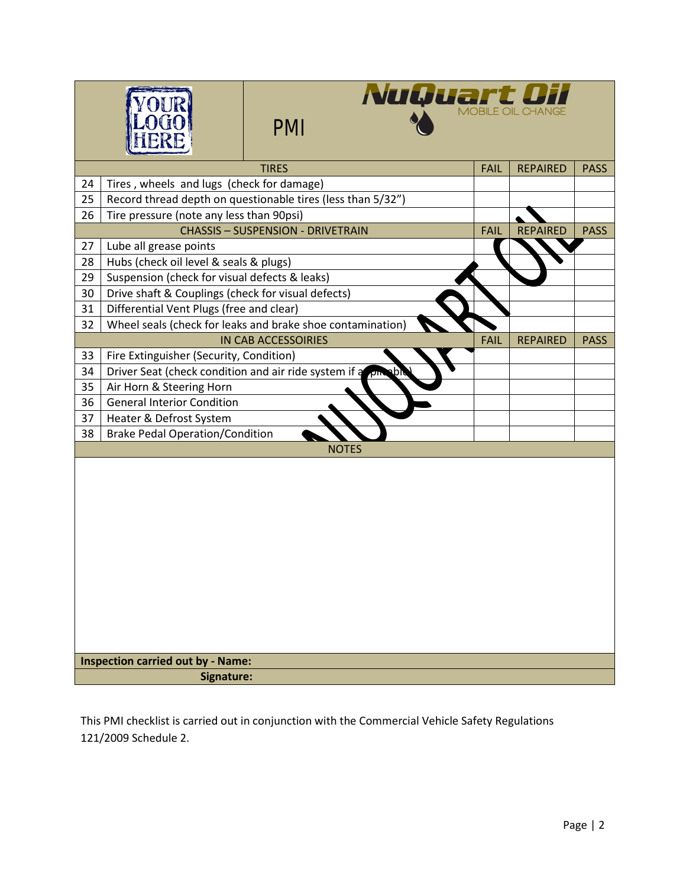| | | PMI | | |
|---|---|---|---|---|
| | **TIRES** | FAIL | REPAIRED | PASS |
| 24 | Tires , wheels and lugs (check for damage) | | | |
| 25 | Record thread depth on questionable tires (less than 5/32") | | | |
| 26 | Tire pressure (note any less than 90psi) | | | |
| | **CHASSIS – SUSPENSION - DRIVETRAIN** | FAIL | REPAIRED | PASS |
| 27 | Lube all grease points | | | |
| 28 | Hubs (check oil level & seals & plugs) | | | |
| 29 | Suspension (check for visual defects & leaks) | | | |
| 30 | Drive shaft & Couplings (check for visual defects) | | | |
| 31 | Differential Vent Plugs (free and clear) | | | |
| 32 | Wheel seals (check for leaks and brake shoe contamination) | | | |
| | **IN CAB ACCESSOIRIES** | FAIL | REPAIRED | PASS |
| 33 | Fire Extinguisher (Security, Condition) | | | |
| 34 | Driver Seat (check condition and air ride system if applicable) | | | |
| 35 | Air Horn & Steering Horn | | | |
| 36 | General Interior Condition | | | |
| 37 | Heater & Defrost System | | | |
| 38 | Brake Pedal Operation/Condition | | | |
| | **NOTES** | | | |

**Inspection carried out by - Name:**

**Signature:**

This PMI checklist is carried out in conjunction with the Commercial Vehicle Safety Regulations 121/2009 Schedule 2.